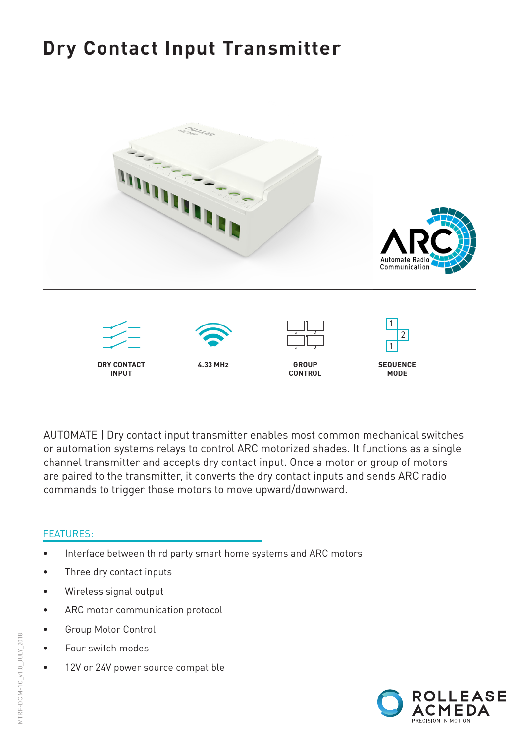# Dry Contact Input Transmitter

DRY CONTACT INPUT

4.33 MHz

GROUP CONTROL

SEQUENCE MODE

AUTOMATE | Dry contact input transmitter enables most common mechanical switches or automation systems relays to control ARC motorized shades. It functions as a single channel transmitter and accepts dry contact input. Once a motor or group of motors are paired to the transmitter, it converts the dry contact inputs and sends ARC radio commands to trigger those motors to move upward/downward.

## FEATURES:

- Interface between third party smart home systems and ARC motors
- Three dry contact inputs
- Wireless signal output
- ARC motor communication protocol
- Group Motor Control
- Four switch modes
- 12V or 24V power source compatible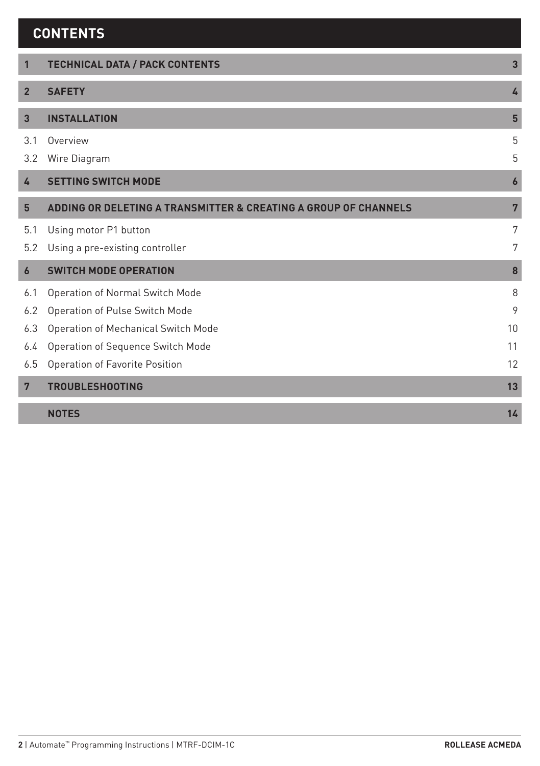# CONTENTS

| | | |
|---|---|---|
| **1** | **TECHNICAL DATA / PACK CONTENTS** | **3** |
| **2** | **SAFETY** | **4** |
| **3** | **INSTALLATION** | **5** |
| 3.1 | Overview | 5 |
| 3.2 | Wire Diagram | 5 |
| **4** | **SETTING SWITCH MODE** | **6** |
| **5** | **ADDING OR DELETING A TRANSMITTER & CREATING A GROUP OF CHANNELS** | **7** |
| 5.1 | Using motor P1 button | 7 |
| 5.2 | Using a pre-existing controller | 7 |
| **6** | **SWITCH MODE OPERATION** | **8** |
| 6.1 | Operation of Normal Switch Mode | 8 |
| 6.2 | Operation of Pulse Switch Mode | 9 |
| 6.3 | Operation of Mechanical Switch Mode | 10 |
| 6.4 | Operation of Sequence Switch Mode | 11 |
| 6.5 | Operation of Favorite Position | 12 |
| **7** | **TROUBLESHOOTING** | **13** |
| | **NOTES** | **14** |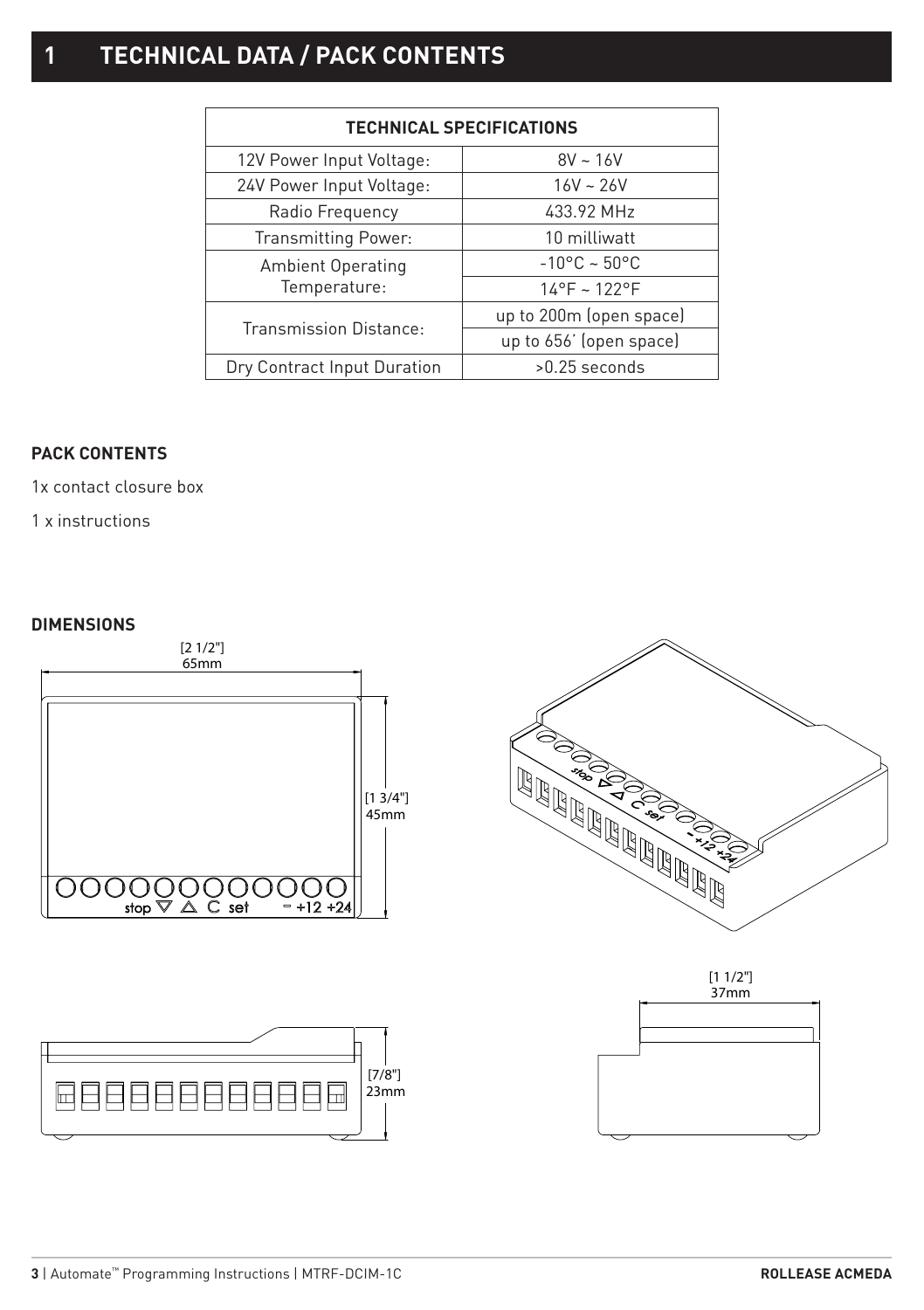# 1 TECHNICAL DATA / PACK CONTENTS

| TECHNICAL SPECIFICATIONS | |
|---|---|
| 12V Power Input Voltage: | 8V ~ 16V |
| 24V Power Input Voltage: | 16V ~ 26V |
| Radio Frequency | 433.92 MHz |
| Transmitting Power: | 10 milliwatt |
| Ambient Operating Temperature: | -10°C ~ 50°C |
| | 14°F ~ 122°F |
| Transmission Distance: | up to 200m (open space) |
| | up to 656' (open space) |
| Dry Contract Input Duration | >0.25 seconds |

**PACK CONTENTS**

1x contact closure box

1 x instructions

**DIMENSIONS**

[2 1/2"] 65mm

[1 3/4"] 45mm

stop ▽ △ C set − +12 +24

[7/8"] 23mm

[1 1/2"] 37mm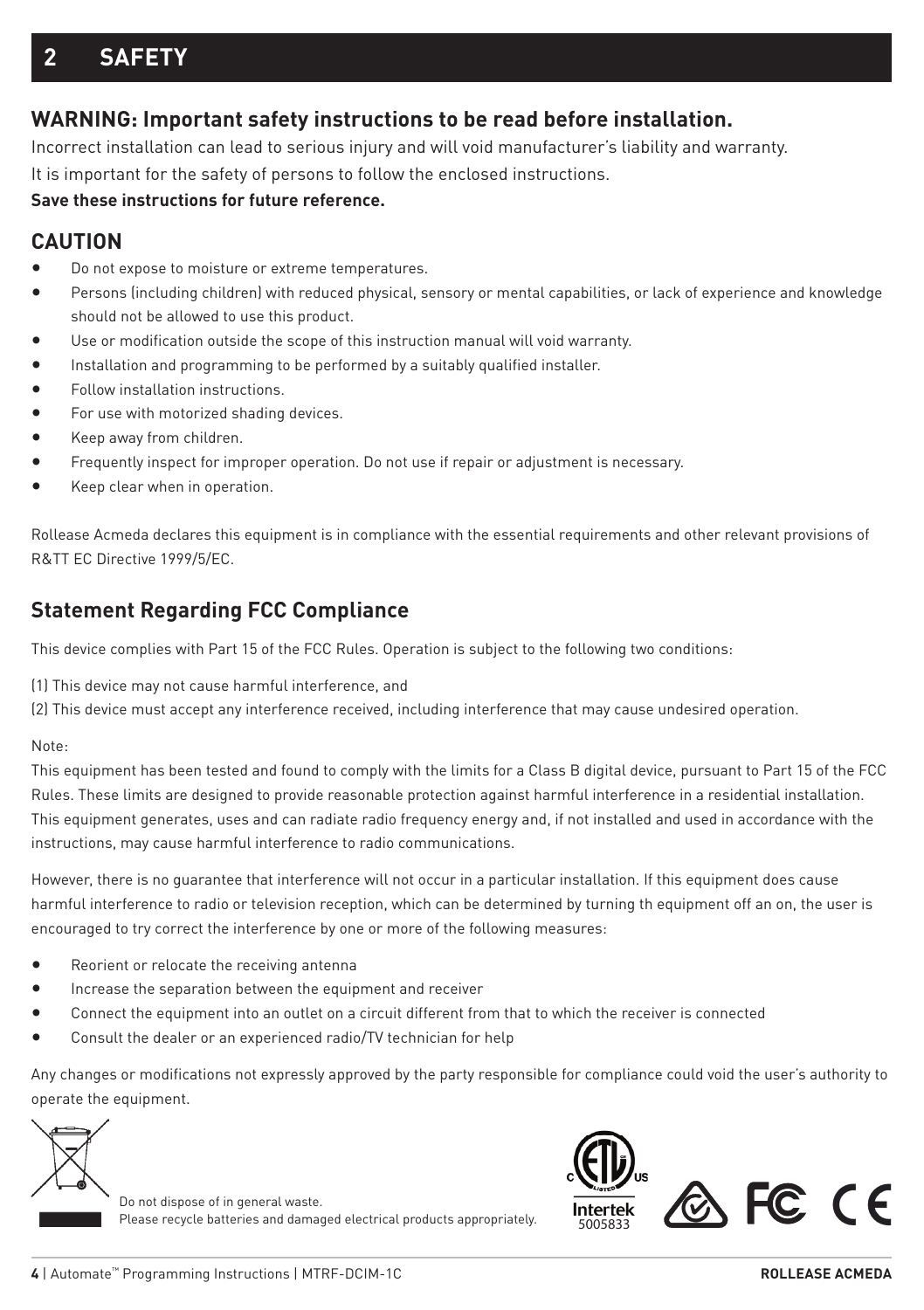# 2 SAFETY

## WARNING: Important safety instructions to be read before installation.

Incorrect installation can lead to serious injury and will void manufacturer's liability and warranty.

It is important for the safety of persons to follow the enclosed instructions.

**Save these instructions for future reference.**

## CAUTION

- Do not expose to moisture or extreme temperatures.
- Persons (including children) with reduced physical, sensory or mental capabilities, or lack of experience and knowledge should not be allowed to use this product.
- Use or modification outside the scope of this instruction manual will void warranty.
- Installation and programming to be performed by a suitably qualified installer.
- Follow installation instructions.
- For use with motorized shading devices.
- Keep away from children.
- Frequently inspect for improper operation. Do not use if repair or adjustment is necessary.
- Keep clear when in operation.

Rollease Acmeda declares this equipment is in compliance with the essential requirements and other relevant provisions of R&TT EC Directive 1999/5/EC.

## Statement Regarding FCC Compliance

This device complies with Part 15 of the FCC Rules. Operation is subject to the following two conditions:

(1) This device may not cause harmful interference, and
(2) This device must accept any interference received, including interference that may cause undesired operation.

Note:

This equipment has been tested and found to comply with the limits for a Class B digital device, pursuant to Part 15 of the FCC Rules. These limits are designed to provide reasonable protection against harmful interference in a residential installation. This equipment generates, uses and can radiate radio frequency energy and, if not installed and used in accordance with the instructions, may cause harmful interference to radio communications.

However, there is no guarantee that interference will not occur in a particular installation. If this equipment does cause harmful interference to radio or television reception, which can be determined by turning th equipment off an on, the user is encouraged to try correct the interference by one or more of the following measures:

- Reorient or relocate the receiving antenna
- Increase the separation between the equipment and receiver
- Connect the equipment into an outlet on a circuit different from that to which the receiver is connected
- Consult the dealer or an experienced radio/TV technician for help

Any changes or modifications not expressly approved by the party responsible for compliance could void the user's authority to operate the equipment.

Do not dispose of in general waste.
Please recycle batteries and damaged electrical products appropriately.

Intertek 5005833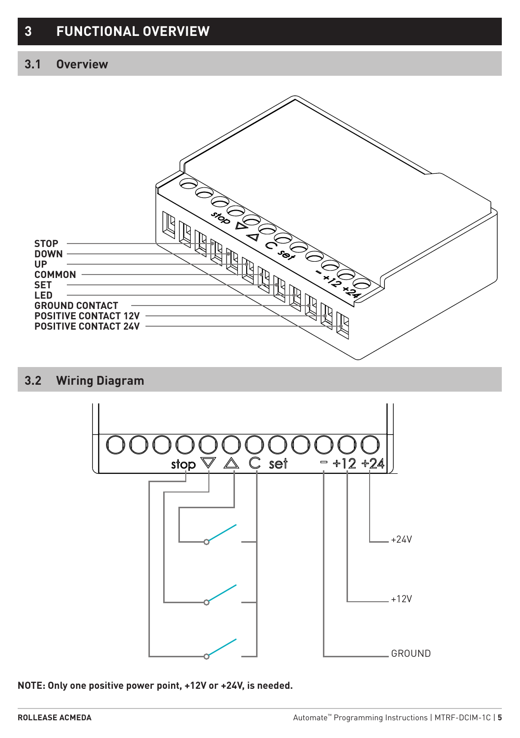# 3 FUNCTIONAL OVERVIEW

## 3.1 Overview

STOP
DOWN
UP
COMMON
SET
LED
GROUND CONTACT
POSITIVE CONTACT 12V
POSITIVE CONTACT 24V

## 3.2 Wiring Diagram

+24V
+12V
GROUND

**NOTE: Only one positive power point, +12V or +24V, is needed.**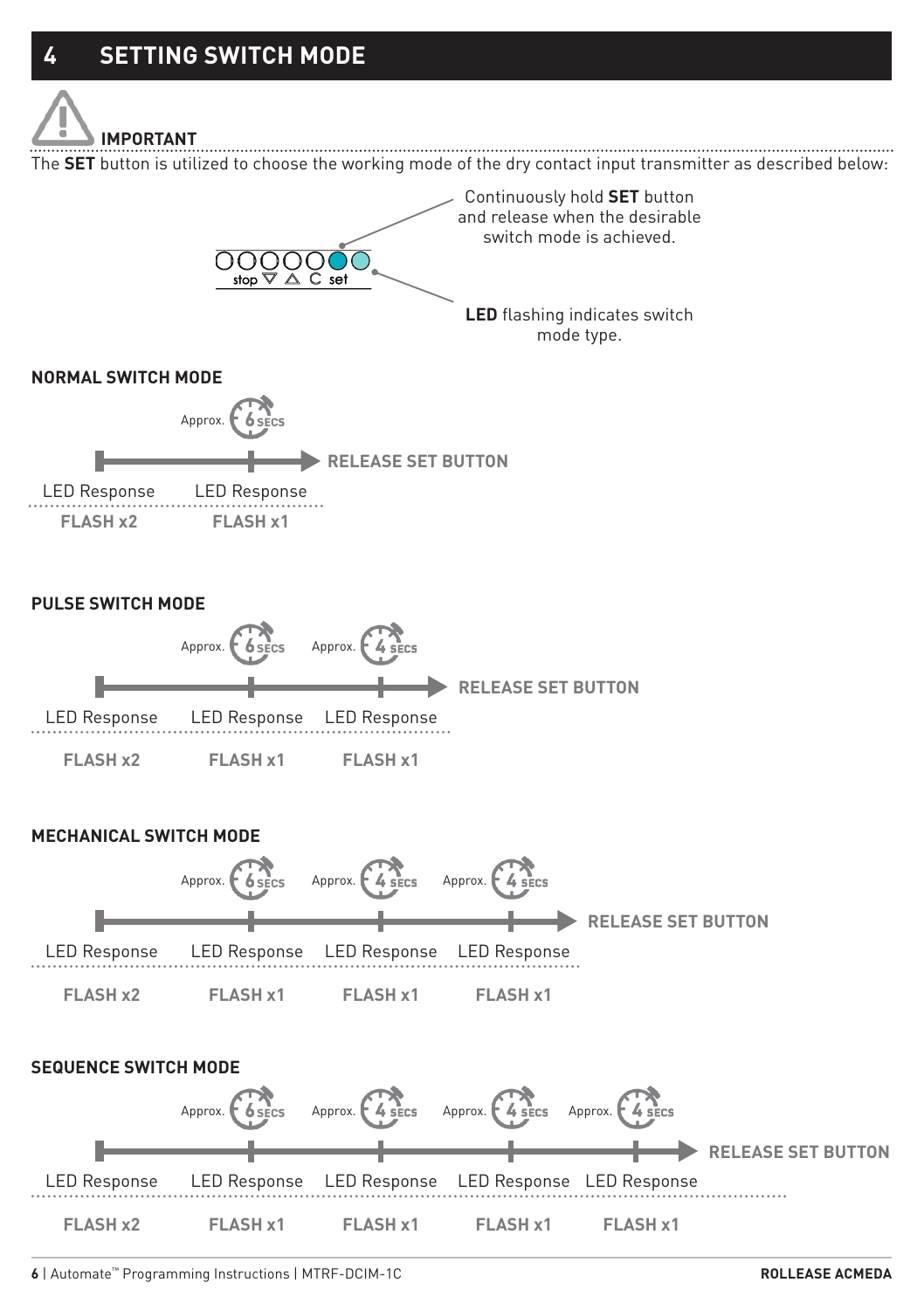# 4 SETTING SWITCH MODE

**IMPORTANT**

The **SET** button is utilized to choose the working mode of the dry contact input transmitter as described below:

stop ▽ △ C set

Continuously hold **SET** button and release when the desirable switch mode is achieved.

**LED** flashing indicates switch mode type.

### NORMAL SWITCH MODE

Approx. 6 SECS → RELEASE SET BUTTON

| LED Response | LED Response |
| --- | --- |
| **FLASH x2** | **FLASH x1** |

### PULSE SWITCH MODE

Approx. 6 SECS, Approx. 4 SECS → RELEASE SET BUTTON

| LED Response | LED Response | LED Response |
| --- | --- | --- |
| **FLASH x2** | **FLASH x1** | **FLASH x1** |

### MECHANICAL SWITCH MODE

Approx. 6 SECS, Approx. 4 SECS, Approx. 4 SECS → RELEASE SET BUTTON

| LED Response | LED Response | LED Response | LED Response |
| --- | --- | --- | --- |
| **FLASH x2** | **FLASH x1** | **FLASH x1** | **FLASH x1** |

### SEQUENCE SWITCH MODE

Approx. 6 SECS, Approx. 4 SECS, Approx. 4 SECS, Approx. 4 SECS → RELEASE SET BUTTON

| LED Response | LED Response | LED Response | LED Response | LED Response |
| --- | --- | --- | --- | --- |
| **FLASH x2** | **FLASH x1** | **FLASH x1** | **FLASH x1** | **FLASH x1** |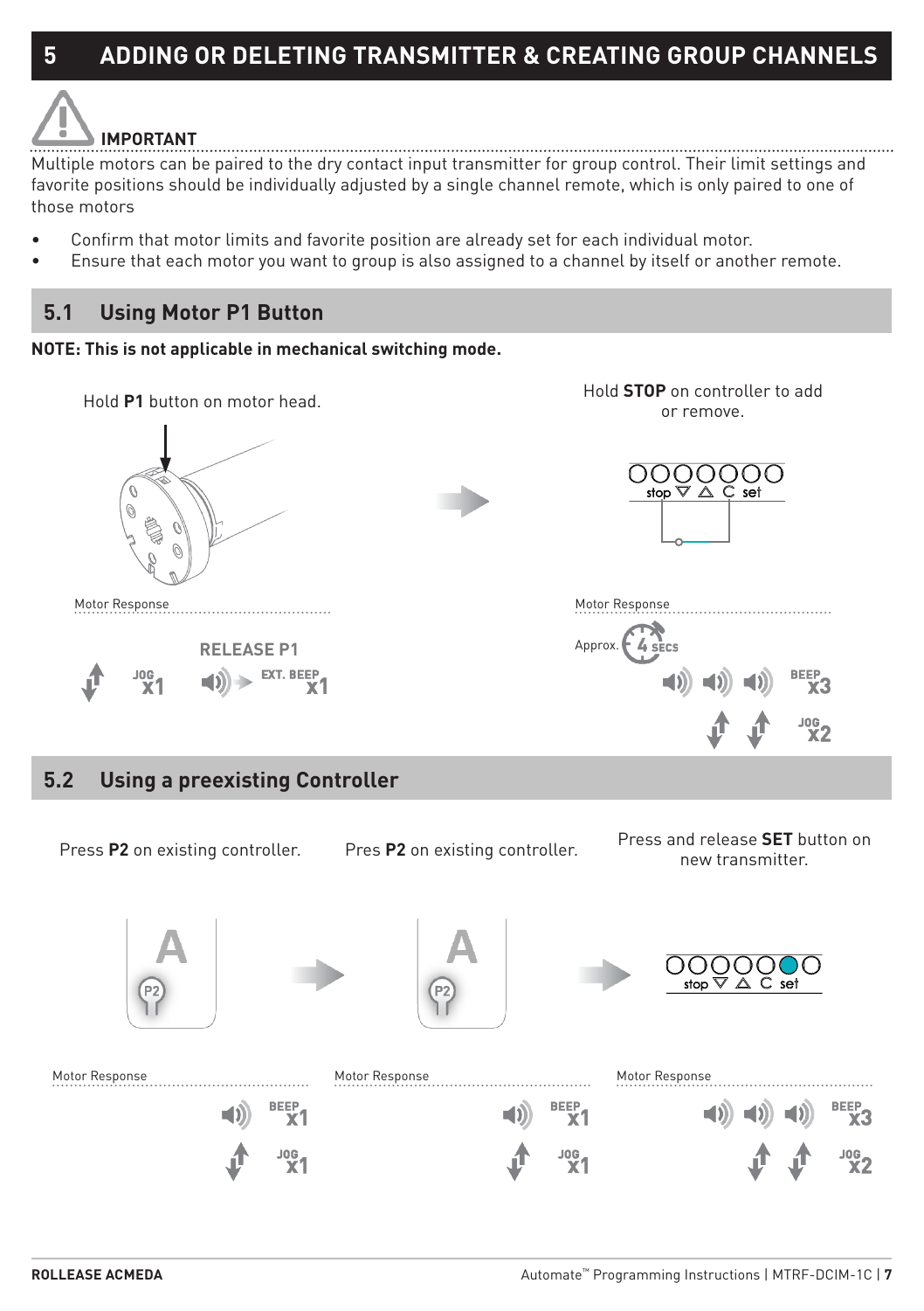# 5 ADDING OR DELETING TRANSMITTER & CREATING GROUP CHANNELS

**IMPORTANT**

Multiple motors can be paired to the dry contact input transmitter for group control. Their limit settings and favorite positions should be individually adjusted by a single channel remote, which is only paired to one of those motors

- Confirm that motor limits and favorite position are already set for each individual motor.
- Ensure that each motor you want to group is also assigned to a channel by itself or another remote.

## 5.1 Using Motor P1 Button

**NOTE: This is not applicable in mechanical switching mode.**

Hold **P1** button on motor head.

Motor Response

JOG x1

RELEASE P1

EXT. BEEP x1

Hold **STOP** on controller to add or remove.

stop ▽ △ C set

Motor Response

Approx. 4 SECS

BEEP x3

JOG x2

## 5.2 Using a preexisting Controller

Press **P2** on existing controller.

Motor Response

BEEP x1

JOG x1

Pres **P2** on existing controller.

Motor Response

BEEP x1

JOG x1

Press and release **SET** button on new transmitter.

stop ▽ △ C set

Motor Response

BEEP x3

JOG x2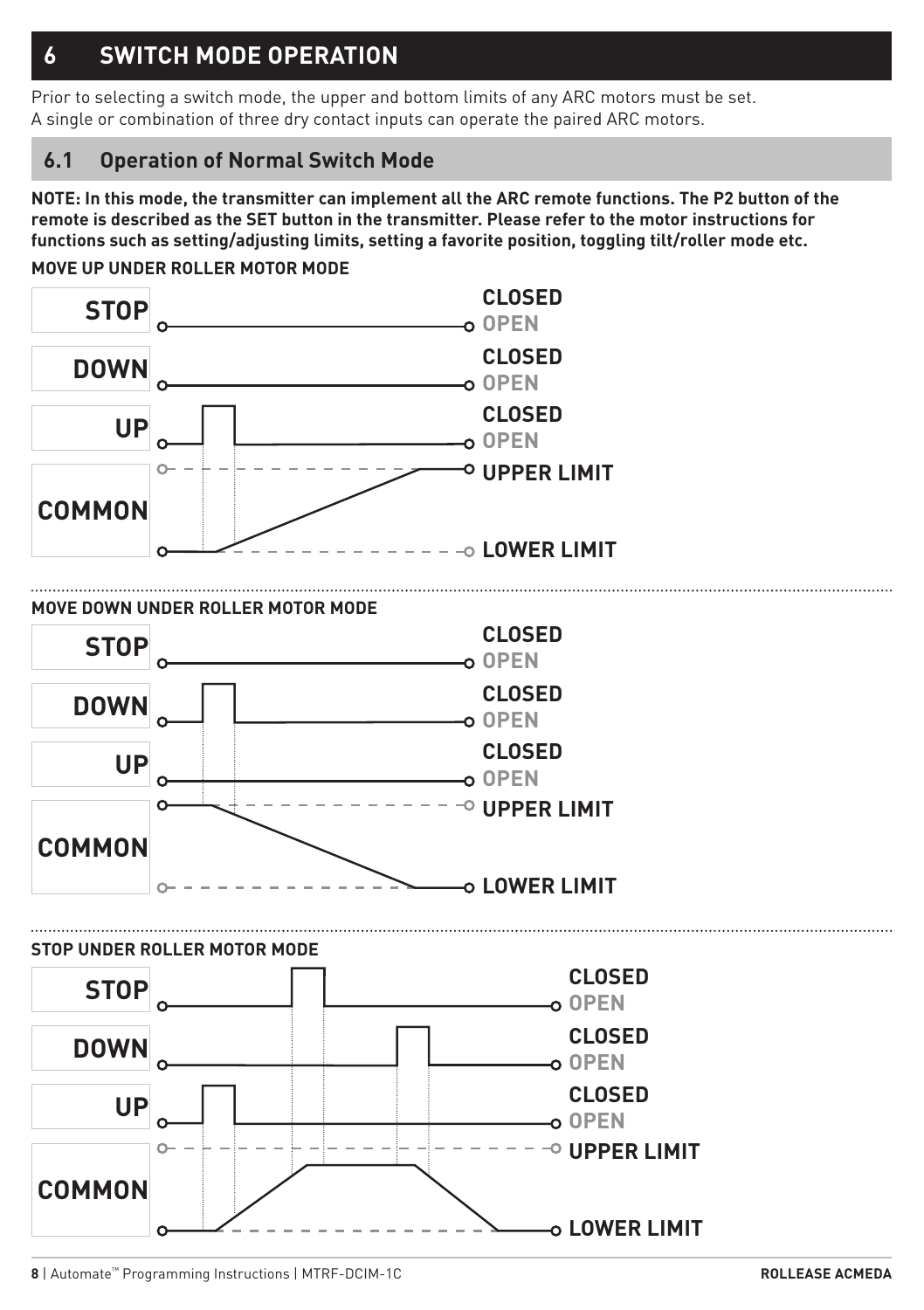# 6 SWITCH MODE OPERATION

Prior to selecting a switch mode, the upper and bottom limits of any ARC motors must be set.
A single or combination of three dry contact inputs can operate the paired ARC motors.

## 6.1 Operation of Normal Switch Mode

**NOTE: In this mode, the transmitter can implement all the ARC remote functions. The P2 button of the remote is described as the SET button in the transmitter. Please refer to the motor instructions for functions such as setting/adjusting limits, setting a favorite position, toggling tilt/roller mode etc.**

**MOVE UP UNDER ROLLER MOTOR MODE**

STOP — CLOSED / OPEN

DOWN — CLOSED / OPEN

UP — CLOSED / OPEN

COMMON — UPPER LIMIT / LOWER LIMIT

**MOVE DOWN UNDER ROLLER MOTOR MODE**

STOP — CLOSED / OPEN

DOWN — CLOSED / OPEN

UP — CLOSED / OPEN

COMMON — UPPER LIMIT / LOWER LIMIT

**STOP UNDER ROLLER MOTOR MODE**

STOP — CLOSED / OPEN

DOWN — CLOSED / OPEN

UP — CLOSED / OPEN

COMMON — UPPER LIMIT / LOWER LIMIT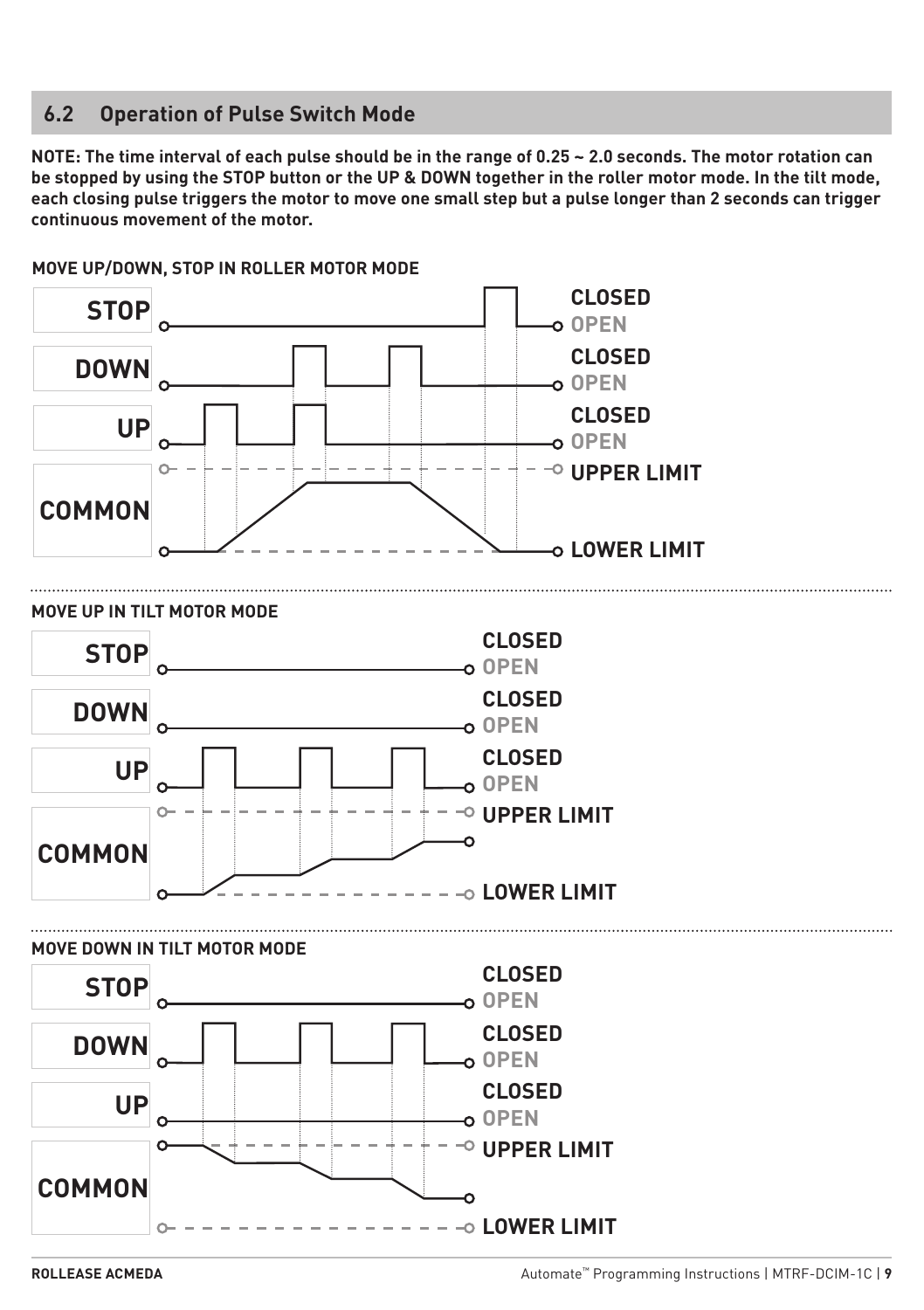## 6.2 Operation of Pulse Switch Mode

**NOTE: The time interval of each pulse should be in the range of 0.25 ~ 2.0 seconds. The motor rotation can be stopped by using the STOP button or the UP & DOWN together in the roller motor mode. In the tilt mode, each closing pulse triggers the motor to move one small step but a pulse longer than 2 seconds can trigger continuous movement of the motor.**

**MOVE UP/DOWN, STOP IN ROLLER MOTOR MODE**

STOP — CLOSED / OPEN

DOWN — CLOSED / OPEN

UP — CLOSED / OPEN

COMMON — UPPER LIMIT / LOWER LIMIT

**MOVE UP IN TILT MOTOR MODE**

STOP — CLOSED / OPEN

DOWN — CLOSED / OPEN

UP — CLOSED / OPEN

COMMON — UPPER LIMIT / LOWER LIMIT

**MOVE DOWN IN TILT MOTOR MODE**

STOP — CLOSED / OPEN

DOWN — CLOSED / OPEN

UP — CLOSED / OPEN

COMMON — UPPER LIMIT / LOWER LIMIT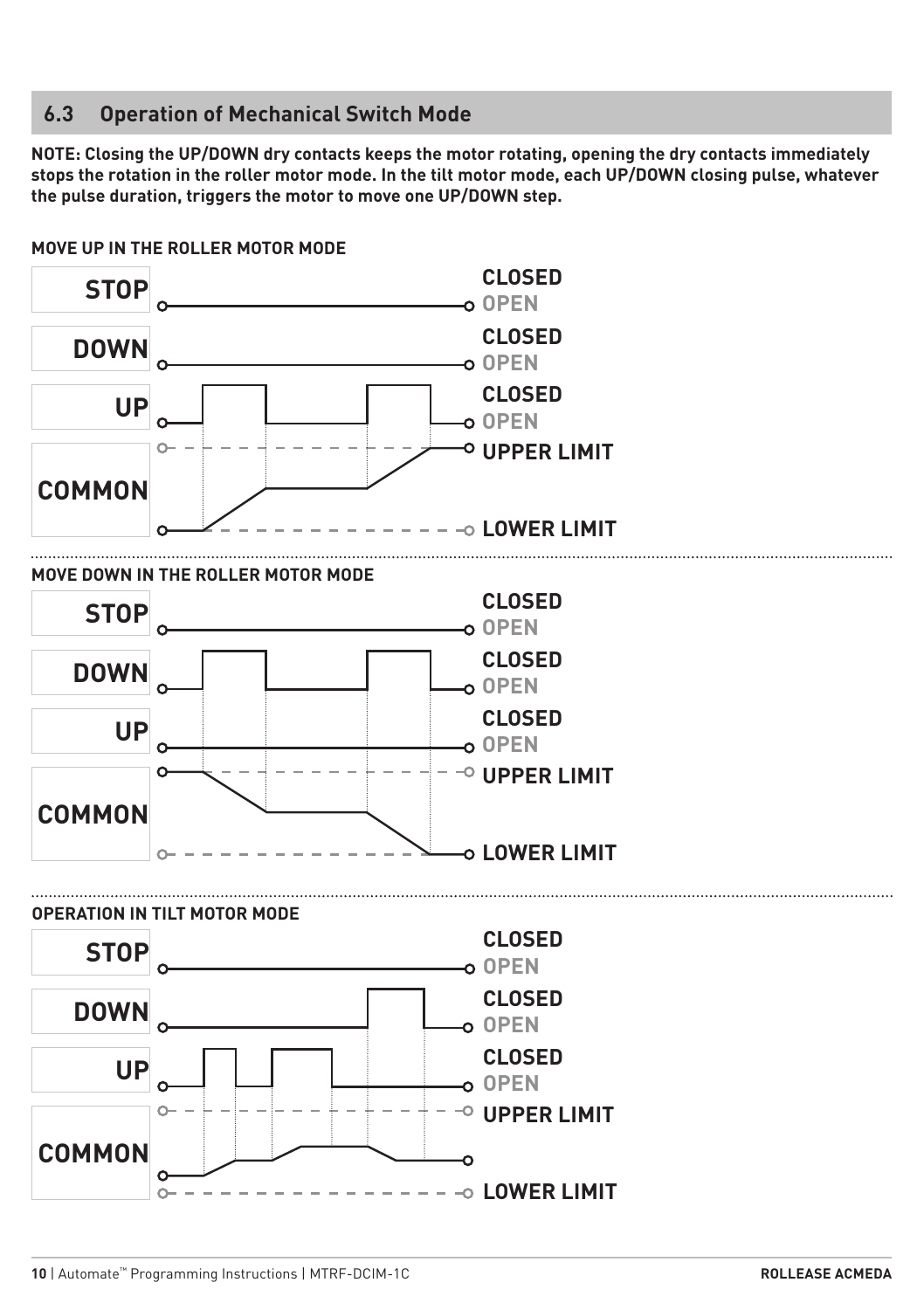## 6.3 Operation of Mechanical Switch Mode

**NOTE: Closing the UP/DOWN dry contacts keeps the motor rotating, opening the dry contacts immediately stops the rotation in the roller motor mode. In the tilt motor mode, each UP/DOWN closing pulse, whatever the pulse duration, triggers the motor to move one UP/DOWN step.**

**MOVE UP IN THE ROLLER MOTOR MODE**

STOP — CLOSED / OPEN

DOWN — CLOSED / OPEN

UP — CLOSED / OPEN

COMMON — UPPER LIMIT / LOWER LIMIT

**MOVE DOWN IN THE ROLLER MOTOR MODE**

STOP — CLOSED / OPEN

DOWN — CLOSED / OPEN

UP — CLOSED / OPEN

COMMON — UPPER LIMIT / LOWER LIMIT

**OPERATION IN TILT MOTOR MODE**

STOP — CLOSED / OPEN

DOWN — CLOSED / OPEN

UP — CLOSED / OPEN

COMMON — UPPER LIMIT / LOWER LIMIT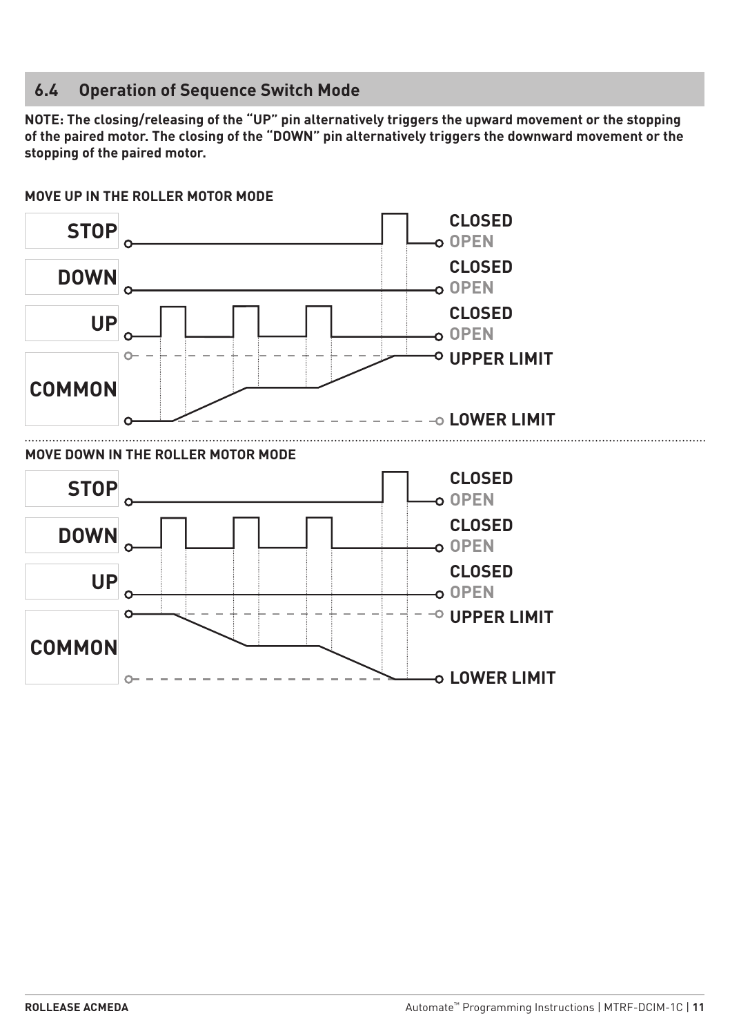## 6.4 Operation of Sequence Switch Mode

**NOTE: The closing/releasing of the "UP" pin alternatively triggers the upward movement or the stopping of the paired motor. The closing of the "DOWN" pin alternatively triggers the downward movement or the stopping of the paired motor.**

**MOVE UP IN THE ROLLER MOTOR MODE**

**STOP** — CLOSED / OPEN

**DOWN** — CLOSED / OPEN

**UP** — CLOSED / OPEN

**COMMON** — UPPER LIMIT / LOWER LIMIT

**MOVE DOWN IN THE ROLLER MOTOR MODE**

**STOP** — CLOSED / OPEN

**DOWN** — CLOSED / OPEN

**UP** — CLOSED / OPEN

**COMMON** — UPPER LIMIT / LOWER LIMIT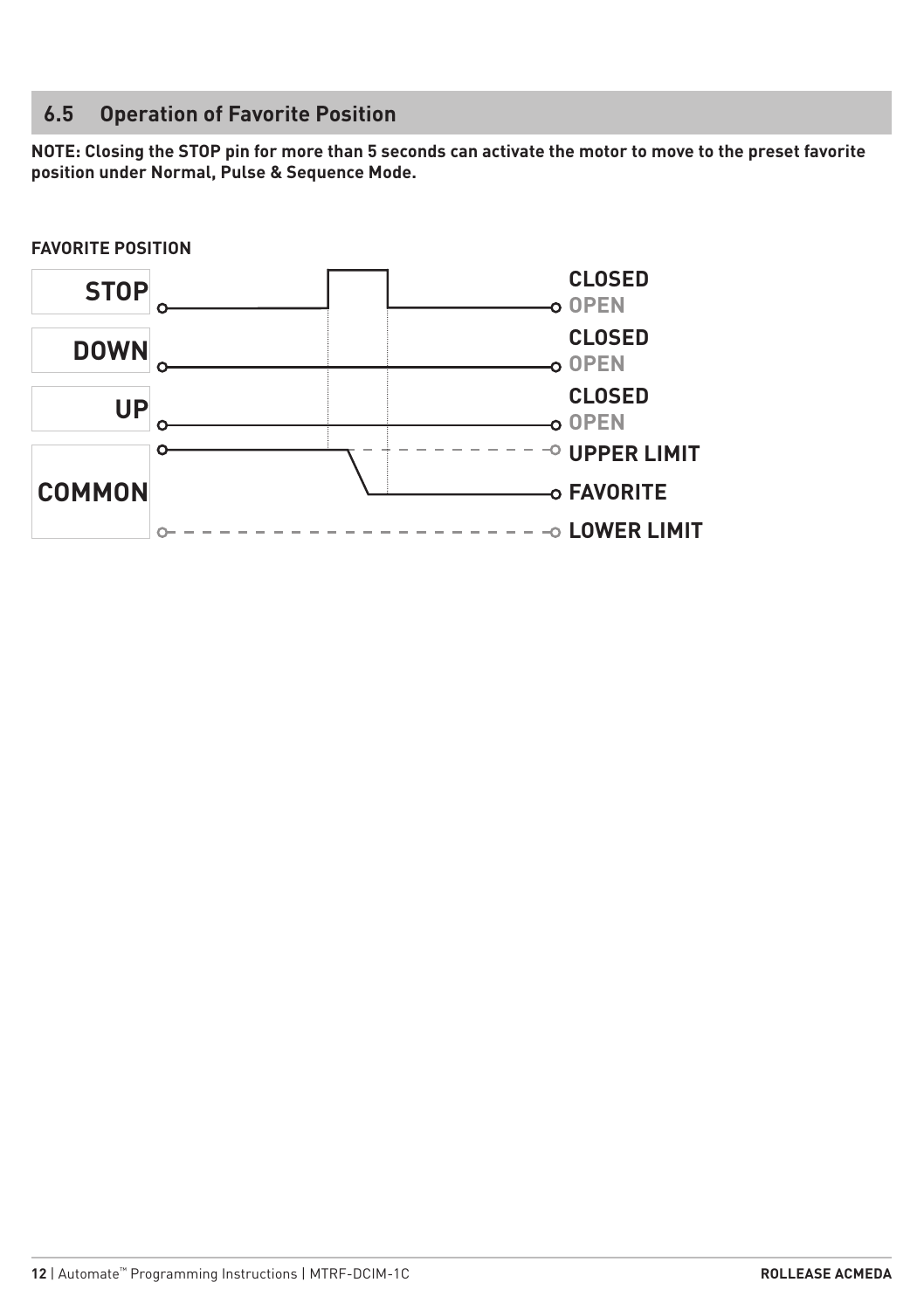## 6.5 Operation of Favorite Position

**NOTE: Closing the STOP pin for more than 5 seconds can activate the motor to move to the preset favorite position under Normal, Pulse & Sequence Mode.**

**FAVORITE POSITION**

| Signal | States |
|---|---|
| STOP | CLOSED / OPEN |
| DOWN | CLOSED / OPEN |
| UP | CLOSED / OPEN |
| COMMON | UPPER LIMIT / FAVORITE / LOWER LIMIT |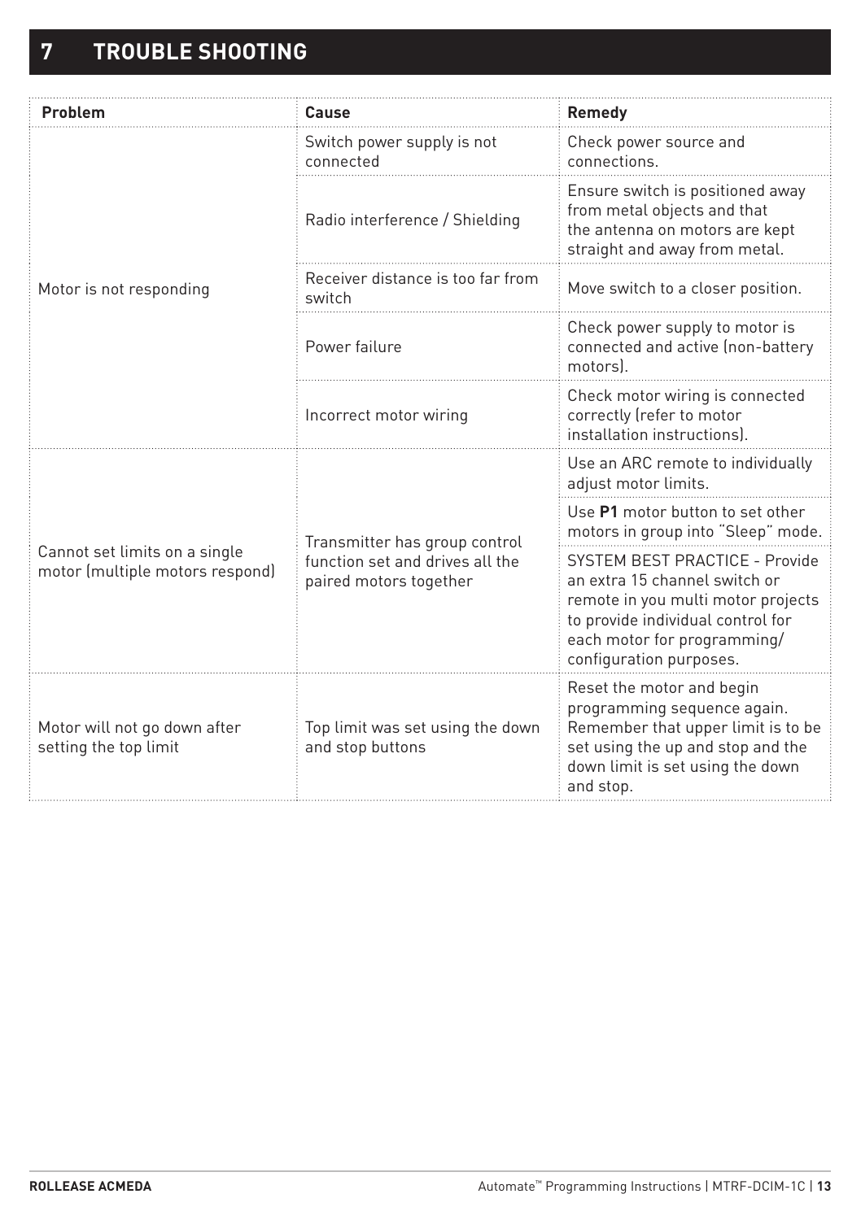# 7 TROUBLE SHOOTING

| Problem | Cause | Remedy |
|---|---|---|
| Motor is not responding | Switch power supply is not connected | Check power source and connections. |
| | Radio interference / Shielding | Ensure switch is positioned away from metal objects and that the antenna on motors are kept straight and away from metal. |
| | Receiver distance is too far from switch | Move switch to a closer position. |
| | Power failure | Check power supply to motor is connected and active (non-battery motors). |
| | Incorrect motor wiring | Check motor wiring is connected correctly (refer to motor installation instructions). |
| Cannot set limits on a single motor (multiple motors respond) | Transmitter has group control function set and drives all the paired motors together | Use an ARC remote to individually adjust motor limits. |
| | | Use **P1** motor button to set other motors in group into "Sleep" mode. |
| | | SYSTEM BEST PRACTICE - Provide an extra 15 channel switch or remote in you multi motor projects to provide individual control for each motor for programming/ configuration purposes. |
| Motor will not go down after setting the top limit | Top limit was set using the down and stop buttons | Reset the motor and begin programming sequence again. Remember that upper limit is to be set using the up and stop and the down limit is set using the down and stop. |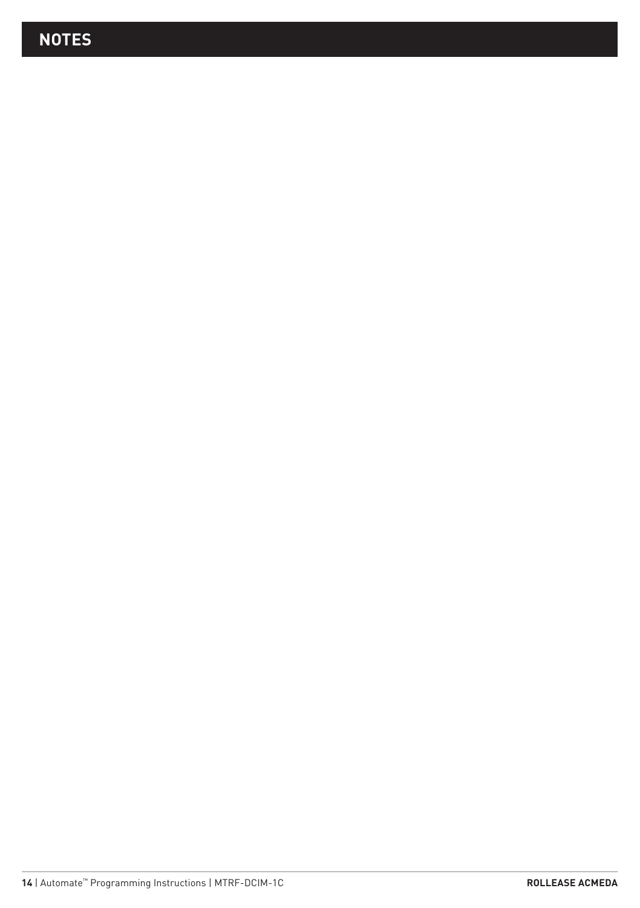# NOTES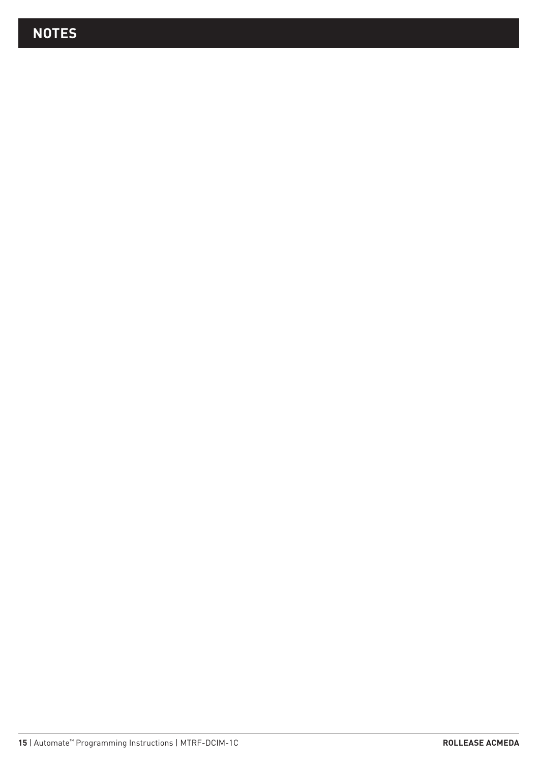# NOTES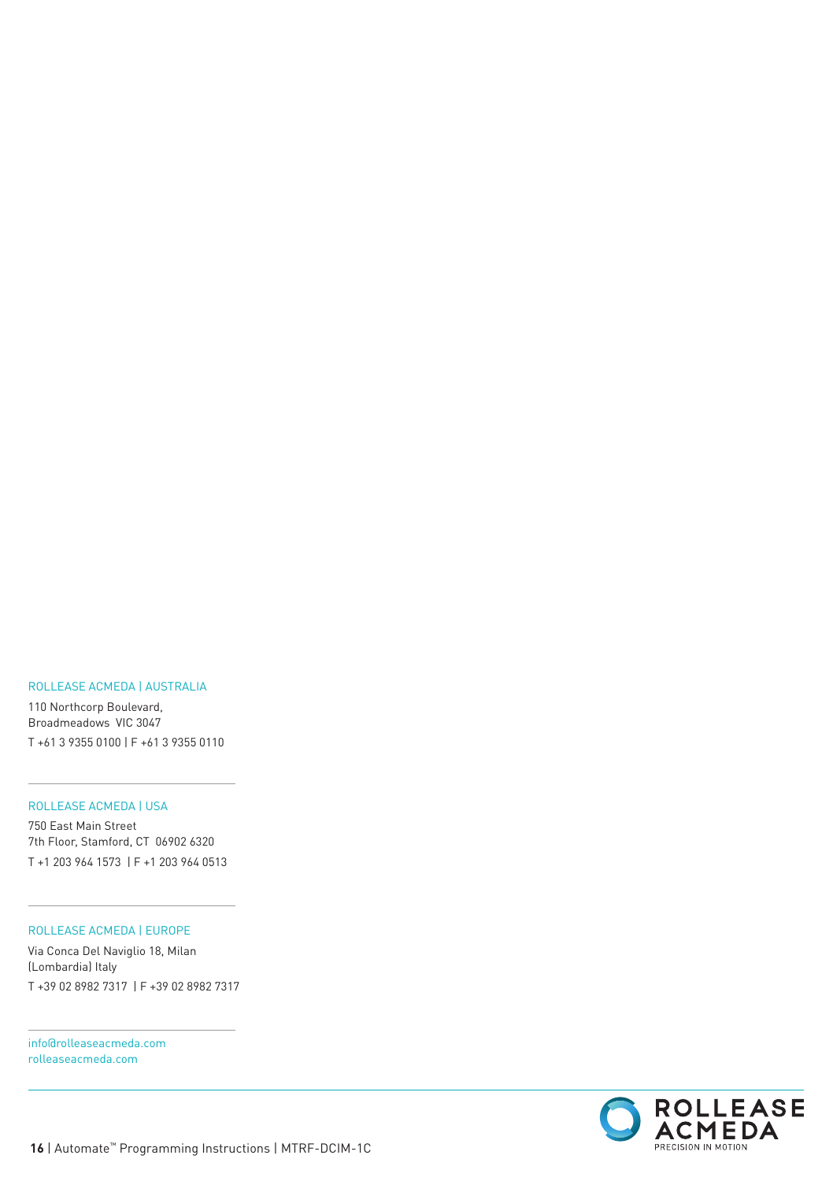ROLLEASE ACMEDA | AUSTRALIA

110 Northcorp Boulevard,
Broadmeadows VIC 3047

T +61 3 9355 0100 | F +61 3 9355 0110

---

ROLLEASE ACMEDA | USA

750 East Main Street
7th Floor, Stamford, CT 06902 6320

T +1 203 964 1573 | F +1 203 964 0513

---

ROLLEASE ACMEDA | EUROPE

Via Conca Del Naviglio 18, Milan
(Lombardia) Italy

T +39 02 8982 7317 | F +39 02 8982 7317

---

info@rolleaseacmeda.com
rolleaseacmeda.com

ROLLEASE ACMEDA
PRECISION IN MOTION